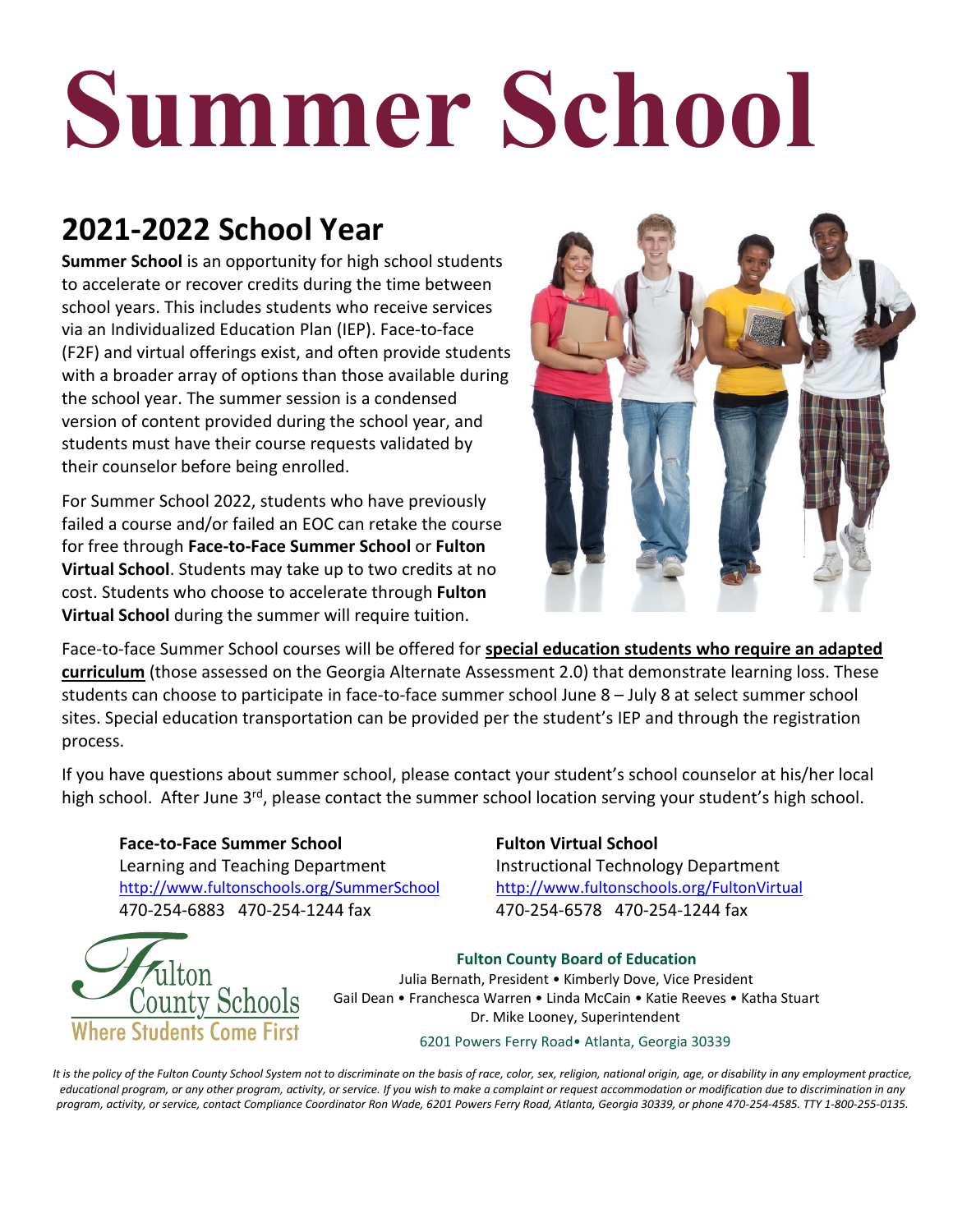# Summer School

## 2021-2022 School Year

**Summer School** is an opportunity for high school students to accelerate or recover credits during the time between school years. This includes students who receive services via an Individualized Education Plan (IEP). Face-to-face (F2F) and virtual offerings exist, and often provide students with a broader array of options than those available during the school year. The summer session is a condensed version of content provided during the school year, and students must have their course requests validated by their counselor before being enrolled.

For Summer School 2022, students who have previously failed a course and/or failed an EOC can retake the course for free through **Face-to-Face Summer School** or **Fulton Virtual School**. Students may take up to two credits at no cost. Students who choose to accelerate through **Fulton Virtual School** during the summer will require tuition.

Face-to-face Summer School courses will be offered for **special education students who require an adapted curriculum** (those assessed on the Georgia Alternate Assessment 2.0) that demonstrate learning loss. These students can choose to participate in face-to-face summer school June 8 – July 8 at select summer school sites. Special education transportation can be provided per the student's IEP and through the registration process.

If you have questions about summer school, please contact your student's school counselor at his/her local high school. After June 3rd, please contact the summer school location serving your student's high school.

**Face-to-Face Summer School**
Learning and Teaching Department
http://www.fultonschools.org/SummerSchool
470-254-6883 470-254-1244 fax

**Fulton Virtual School**
Instructional Technology Department
http://www.fultonschools.org/FultonVirtual
470-254-6578 470-254-1244 fax

Fulton County Schools
Where Students Come First

**Fulton County Board of Education**
Julia Bernath, President • Kimberly Dove, Vice President
Gail Dean • Franchesca Warren • Linda McCain • Katie Reeves • Katha Stuart
Dr. Mike Looney, Superintendent
6201 Powers Ferry Road• Atlanta, Georgia 30339

*It is the policy of the Fulton County School System not to discriminate on the basis of race, color, sex, religion, national origin, age, or disability in any employment practice, educational program, or any other program, activity, or service. If you wish to make a complaint or request accommodation or modification due to discrimination in any program, activity, or service, contact Compliance Coordinator Ron Wade, 6201 Powers Ferry Road, Atlanta, Georgia 30339, or phone 470-254-4585. TTY 1-800-255-0135.*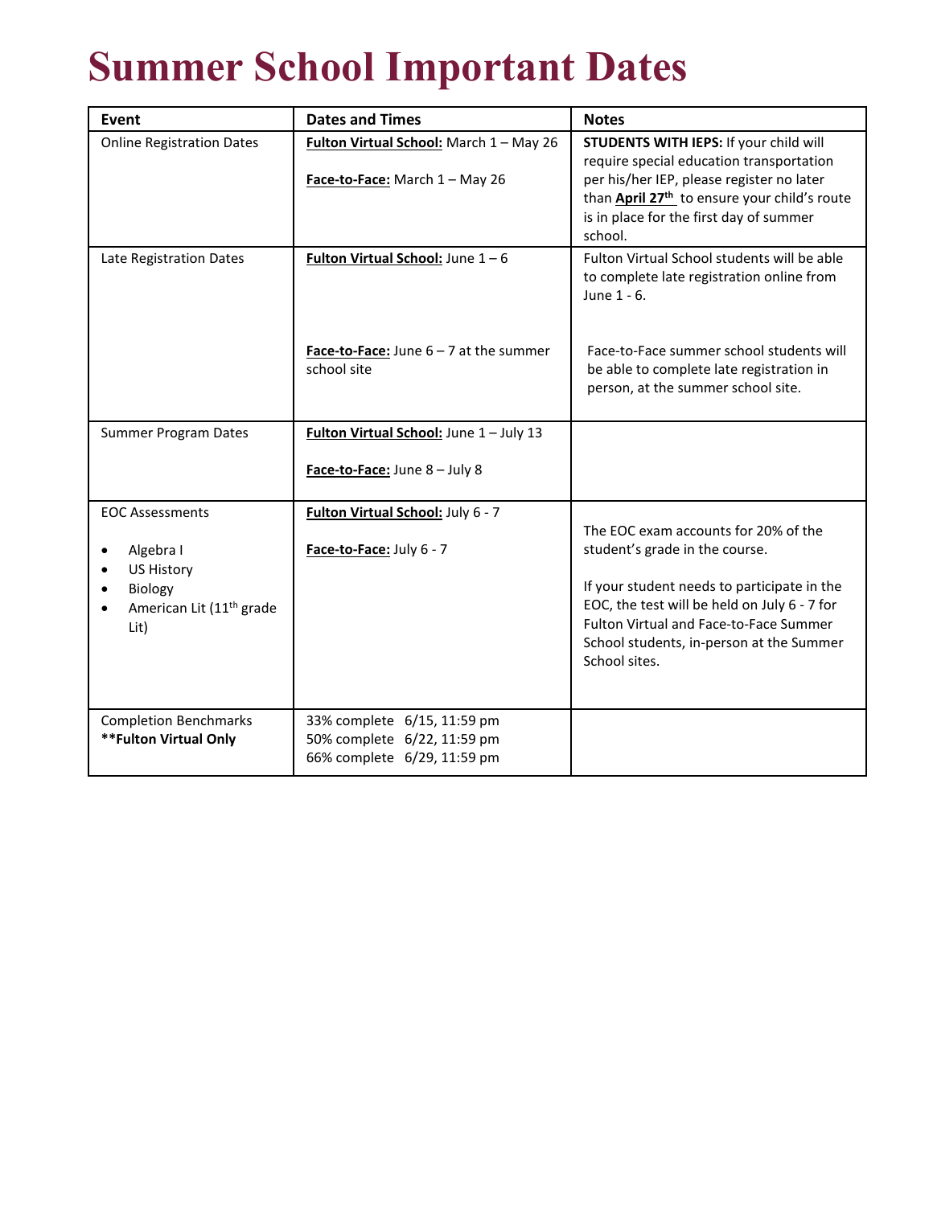# Summer School Important Dates

| Event | Dates and Times | Notes |
|---|---|---|
| Online Registration Dates | **Fulton Virtual School:** March 1 – May 26<br><br>**Face-to-Face:** March 1 – May 26 | **STUDENTS WITH IEPS:** If your child will require special education transportation per his/her IEP, please register no later than **April 27th** to ensure your child's route is in place for the first day of summer school. |
| Late Registration Dates | **Fulton Virtual School:** June 1 – 6<br><br>**Face-to-Face:** June 6 – 7 at the summer school site | Fulton Virtual School students will be able to complete late registration online from June 1 - 6.<br><br>Face-to-Face summer school students will be able to complete late registration in person, at the summer school site. |
| Summer Program Dates | **Fulton Virtual School:** June 1 – July 13<br><br>**Face-to-Face:** June 8 – July 8 | |
| EOC Assessments<br>• Algebra I<br>• US History<br>• Biology<br>• American Lit (11th grade Lit) | **Fulton Virtual School:** July 6 - 7<br><br>**Face-to-Face:** July 6 - 7 | The EOC exam accounts for 20% of the student's grade in the course.<br><br>If your student needs to participate in the EOC, the test will be held on July 6 - 7 for Fulton Virtual and Face-to-Face Summer School students, in-person at the Summer School sites. |
| Completion Benchmarks<br>**\*\*Fulton Virtual Only** | 33% complete 6/15, 11:59 pm<br>50% complete 6/22, 11:59 pm<br>66% complete 6/29, 11:59 pm | |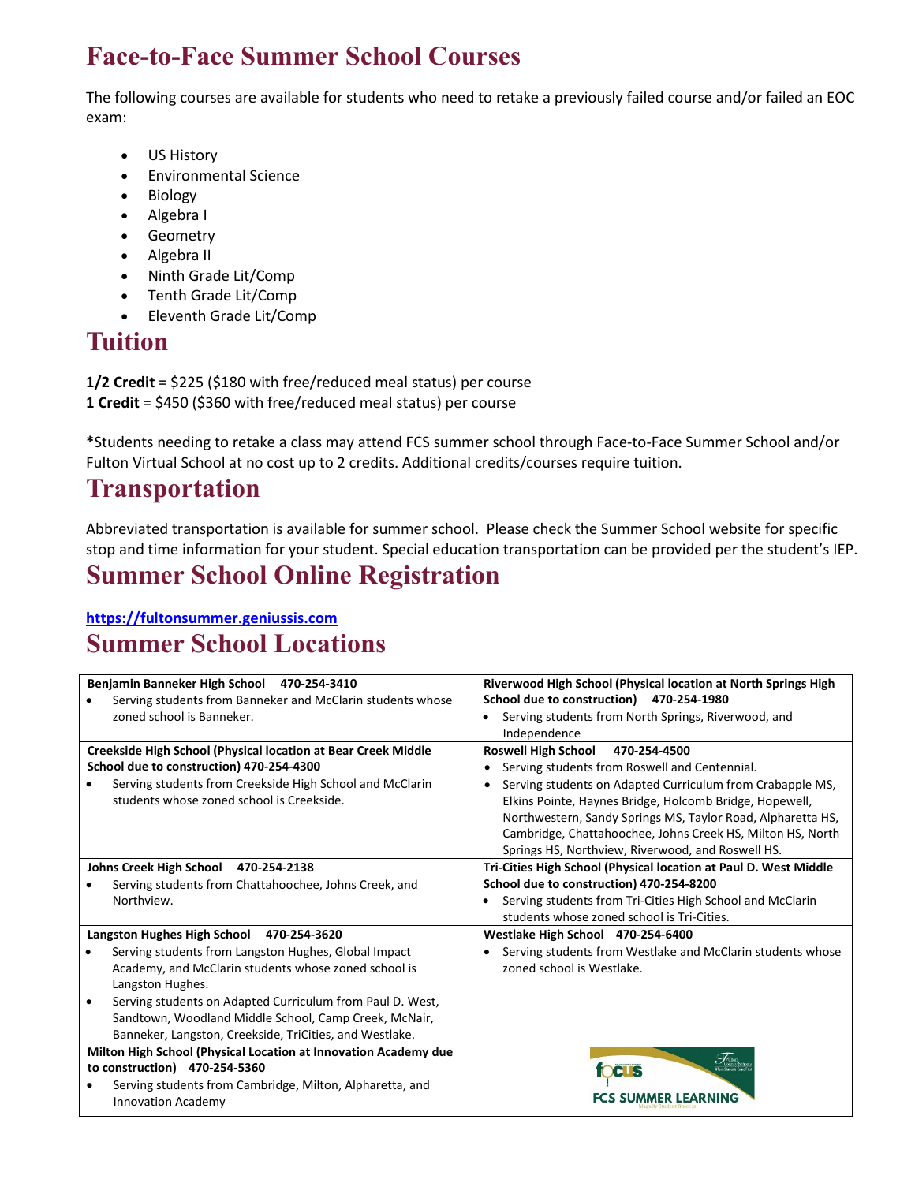# Face-to-Face Summer School Courses

The following courses are available for students who need to retake a previously failed course and/or failed an EOC exam:

- US History
- Environmental Science
- Biology
- Algebra I
- Geometry
- Algebra II
- Ninth Grade Lit/Comp
- Tenth Grade Lit/Comp
- Eleventh Grade Lit/Comp

# Tuition

**1/2 Credit** = $225 ($180 with free/reduced meal status) per course
**1 Credit** = $450 ($360 with free/reduced meal status) per course

***Students needing to retake a class may attend FCS summer school through Face-to-Face Summer School and/or Fulton Virtual School at no cost up to 2 credits. Additional credits/courses require tuition.**

# Transportation

Abbreviated transportation is available for summer school. Please check the Summer School website for specific stop and time information for your student. Special education transportation can be provided per the student's IEP.

# Summer School Online Registration

**https://fultonsummer.geniussis.com**

# Summer School Locations

| | |
|---|---|
| **Benjamin Banneker High School 470-254-3410**<br>• Serving students from Banneker and McClarin students whose zoned school is Banneker. | **Riverwood High School (Physical location at North Springs High School due to construction) 470-254-1980**<br>• Serving students from North Springs, Riverwood, and Independence |
| **Creekside High School (Physical location at Bear Creek Middle School due to construction) 470-254-4300**<br>• Serving students from Creekside High School and McClarin students whose zoned school is Creekside. | **Roswell High School 470-254-4500**<br>• Serving students from Roswell and Centennial.<br>• Serving students on Adapted Curriculum from Crabapple MS, Elkins Pointe, Haynes Bridge, Holcomb Bridge, Hopewell, Northwestern, Sandy Springs MS, Taylor Road, Alpharetta HS, Cambridge, Chattahoochee, Johns Creek HS, Milton HS, North Springs HS, Northview, Riverwood, and Roswell HS. |
| **Johns Creek High School 470-254-2138**<br>• Serving students from Chattahoochee, Johns Creek, and Northview. | **Tri-Cities High School (Physical location at Paul D. West Middle School due to construction) 470-254-8200**<br>• Serving students from Tri-Cities High School and McClarin students whose zoned school is Tri-Cities. |
| **Langston Hughes High School 470-254-3620**<br>• Serving students from Langston Hughes, Global Impact Academy, and McClarin students whose zoned school is Langston Hughes.<br>• Serving students on Adapted Curriculum from Paul D. West, Sandtown, Woodland Middle School, Camp Creek, McNair, Banneker, Langston, Creekside, TriCities, and Westlake. | **Westlake High School 470-254-6400**<br>• Serving students from Westlake and McClarin students whose zoned school is Westlake. |
| **Milton High School (Physical Location at Innovation Academy due to construction) 470-254-5360**<br>• Serving students from Cambridge, Milton, Alpharetta, and Innovation Academy | focus FCS SUMMER LEARNING |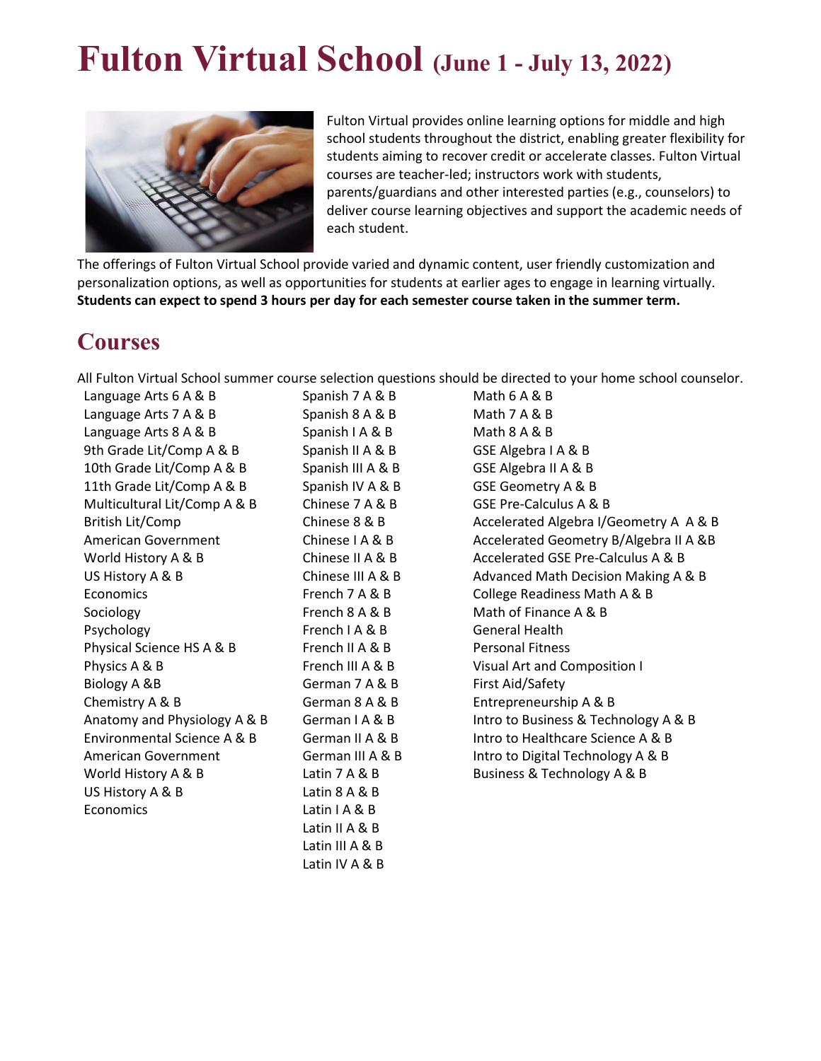# Fulton Virtual School (June 1 - July 13, 2022)

Fulton Virtual provides online learning options for middle and high school students throughout the district, enabling greater flexibility for students aiming to recover credit or accelerate classes. Fulton Virtual courses are teacher-led; instructors work with students, parents/guardians and other interested parties (e.g., counselors) to deliver course learning objectives and support the academic needs of each student.

The offerings of Fulton Virtual School provide varied and dynamic content, user friendly customization and personalization options, as well as opportunities for students at earlier ages to engage in learning virtually. **Students can expect to spend 3 hours per day for each semester course taken in the summer term.**

## Courses

All Fulton Virtual School summer course selection questions should be directed to your home school counselor.

- Language Arts 6 A & B
- Language Arts 7 A & B
- Language Arts 8 A & B
- 9th Grade Lit/Comp A & B
- 10th Grade Lit/Comp A & B
- 11th Grade Lit/Comp A & B
- Multicultural Lit/Comp A & B
- British Lit/Comp
- American Government
- World History A & B
- US History A & B
- Economics
- Sociology
- Psychology
- Physical Science HS A & B
- Physics A & B
- Biology A &B
- Chemistry A & B
- Anatomy and Physiology A & B
- Environmental Science A & B
- American Government
- World History A & B
- US History A & B
- Economics

- Spanish 7 A & B
- Spanish 8 A & B
- Spanish I A & B
- Spanish II A & B
- Spanish III A & B
- Spanish IV A & B
- Chinese 7 A & B
- Chinese 8 & B
- Chinese I A & B
- Chinese II A & B
- Chinese III A & B
- French 7 A & B
- French 8 A & B
- French I A & B
- French II A & B
- French III A & B
- German 7 A & B
- German 8 A & B
- German I A & B
- German II A & B
- German III A & B
- Latin 7 A & B
- Latin 8 A & B
- Latin I A & B
- Latin II A & B
- Latin III A & B
- Latin IV A & B

- Math 6 A & B
- Math 7 A & B
- Math 8 A & B
- GSE Algebra I A & B
- GSE Algebra II A & B
- GSE Geometry A & B
- GSE Pre-Calculus A & B
- Accelerated Algebra I/Geometry A A & B
- Accelerated Geometry B/Algebra II A &B
- Accelerated GSE Pre-Calculus A & B
- Advanced Math Decision Making A & B
- College Readiness Math A & B
- Math of Finance A & B
- General Health
- Personal Fitness
- Visual Art and Composition I
- First Aid/Safety
- Entrepreneurship A & B
- Intro to Business & Technology A & B
- Intro to Healthcare Science A & B
- Intro to Digital Technology A & B
- Business & Technology A & B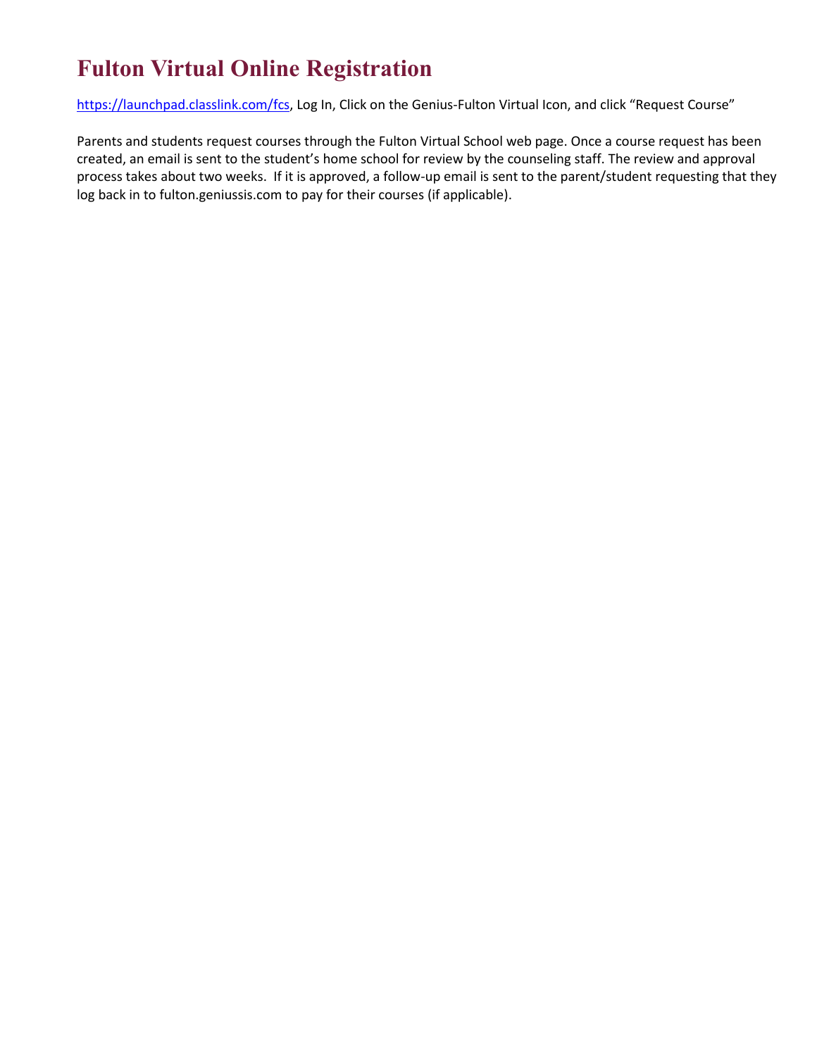# Fulton Virtual Online Registration

https://launchpad.classlink.com/fcs, Log In, Click on the Genius-Fulton Virtual Icon, and click "Request Course"

Parents and students request courses through the Fulton Virtual School web page. Once a course request has been created, an email is sent to the student's home school for review by the counseling staff. The review and approval process takes about two weeks. If it is approved, a follow-up email is sent to the parent/student requesting that they log back in to fulton.geniussis.com to pay for their courses (if applicable).